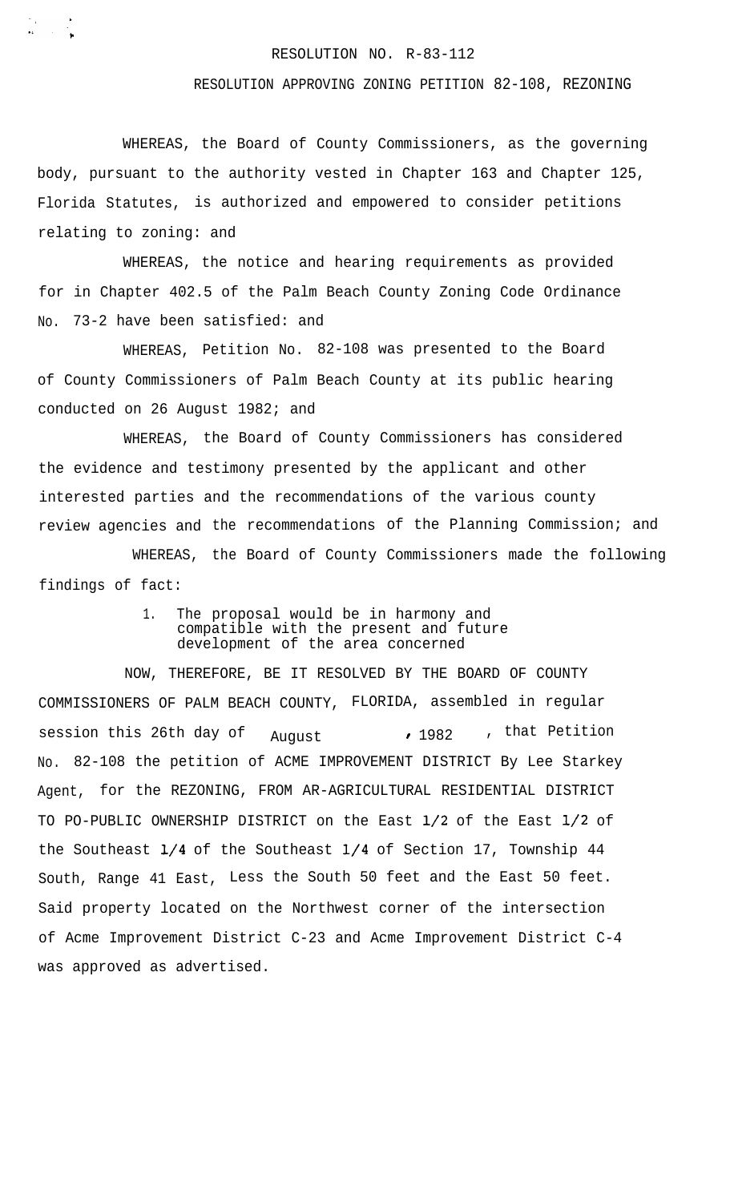RESOLUTION NO. R-83-112

RESOLUTION APPROVING ZONING PETITION 82-108, REZONING

WHEREAS, the Board of County Commissioners, as the governing body, pursuant to the authority vested in Chapter 163 and Chapter 125, Florida Statutes, is authorized and empowered to consider petitions relating to zoning: and

WHEREAS, the notice and hearing requirements as provided for in Chapter 402.5 of the Palm Beach County Zoning Code Ordinance No. 73-2 have been satisfied: and

WHEREAS, Petition No. 82-108 was presented to the Board of County Commissioners of Palm Beach County at its public hearing conducted on 26 August 1982; and

WHEREAS, the Board of County Commissioners has considered the evidence and testimony presented by the applicant and other interested parties and the recommendations of the various county review agencies and the recommendations of the Planning Commission; and

WHEREAS, the Board of County Commissioners made the following findings of fact:

1. The proposal would be in harmony and compatible with the present and future development of the area concerned

NOW, THEREFORE, BE IT RESOLVED BY THE BOARD OF COUNTY COMMISSIONERS OF PALM BEACH COUNTY, FLORIDA, assembled in regular session this 26th day of August, 1982, that Petition No. 82-108 the petition of ACME IMPROVEMENT DISTRICT By Lee Starkey Agent, for the REZONING, FROM AR-AGRICULTURAL RESIDENTIAL DISTRICT TO PO-PUBLIC OWNERSHIP DISTRICT on the East 1/2 of the East 1/2 of the Southeast 1/4 of the Southeast 1/4 of Section 17, Township 44 South, Range 41 East, Less the South 50 feet and the East 50 feet. Said property located on the Northwest corner of the intersection of Acme Improvement District C-23 and Acme Improvement District C-4 was approved as advertised.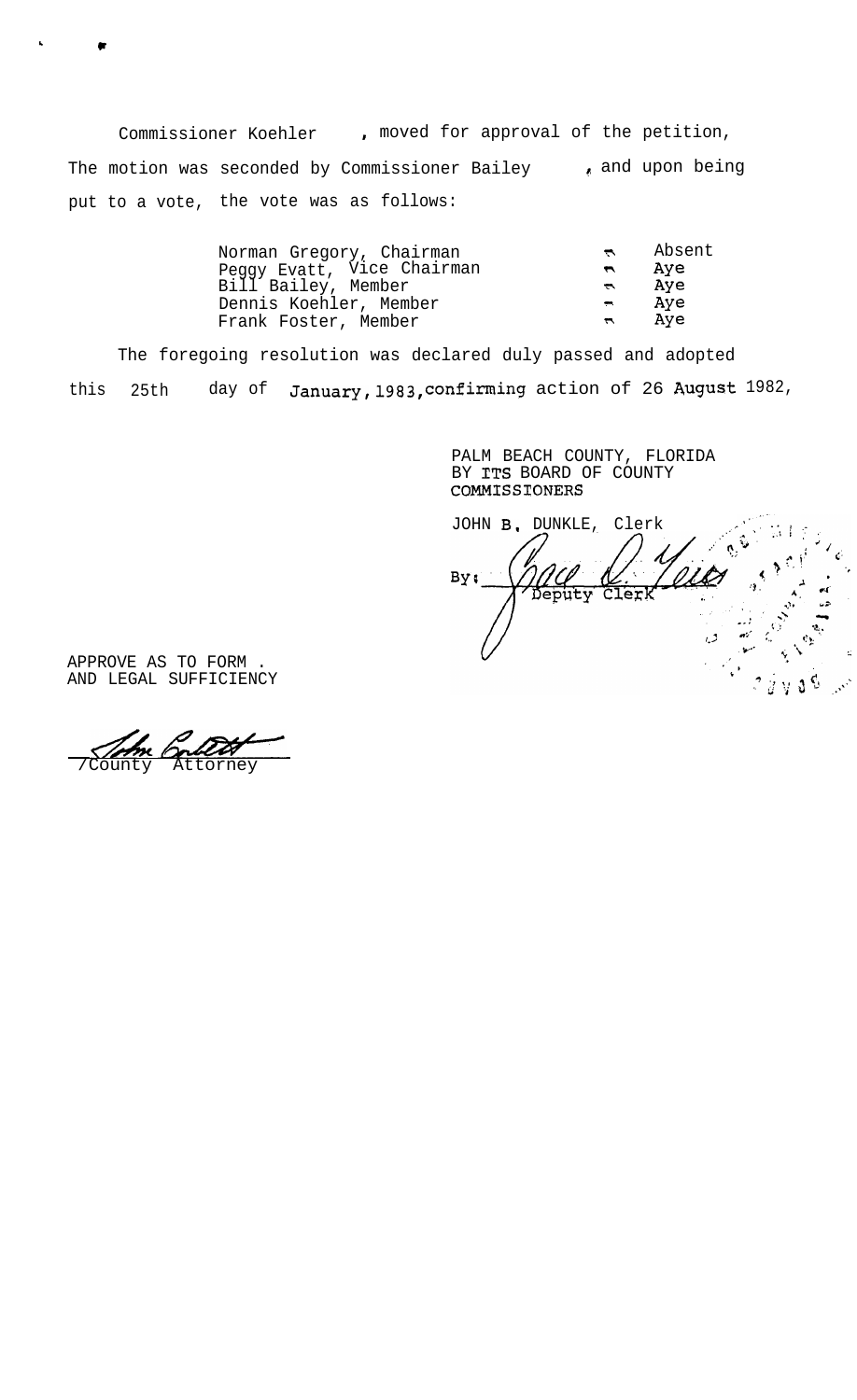Commissioner Koehler , moved for approval of the petition, The motion was seconded by Commissioner Bailey , and upon being put to a vote, the vote was as follows:

| | | |
|---|---|---|
| Norman Gregory, Chairman | - | Absent |
| Peggy Evatt, Vice Chairman | - | Aye |
| Bill Bailey, Member | - | Aye |
| Dennis Koehler, Member | - | Aye |
| Frank Foster, Member | - | Aye |

The foregoing resolution was declared duly passed and adopted this 25th day of January, 1983, confirming action of 26 August 1982,

PALM BEACH COUNTY, FLORIDA
BY ITS BOARD OF COUNTY
COMMISSIONERS

JOHN B. DUNKLE, Clerk

By: Deputy Clerk

APPROVE AS TO FORM .
AND LEGAL SUFFICIENCY

/County Attorney